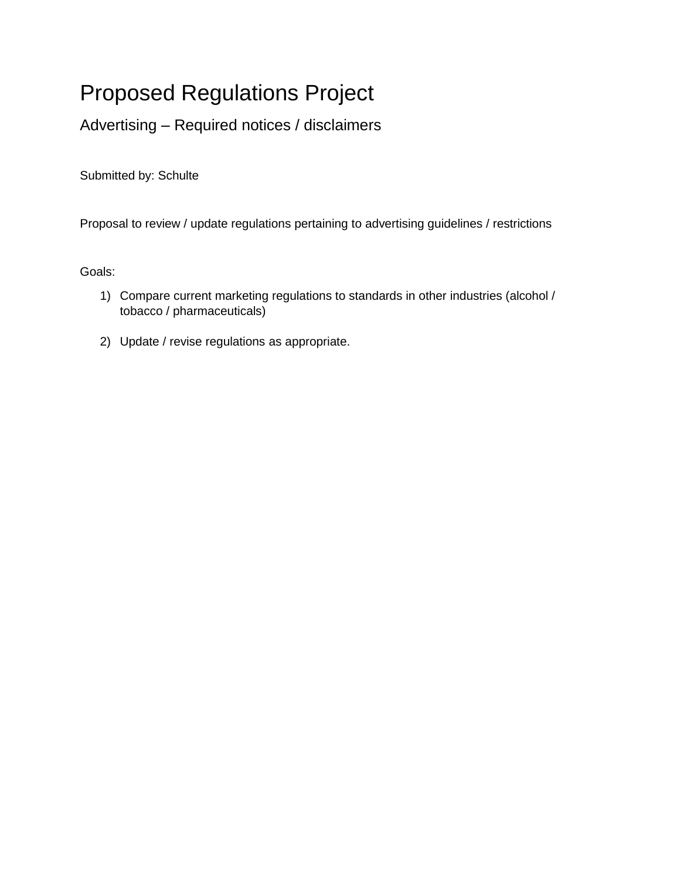# Proposed Regulations Project

## Advertising – Required notices / disclaimers

Submitted by: Schulte

Proposal to review / update regulations pertaining to advertising guidelines / restrictions

Goals:

1) Compare current marketing regulations to standards in other industries (alcohol / tobacco / pharmaceuticals)

2) Update / revise regulations as appropriate.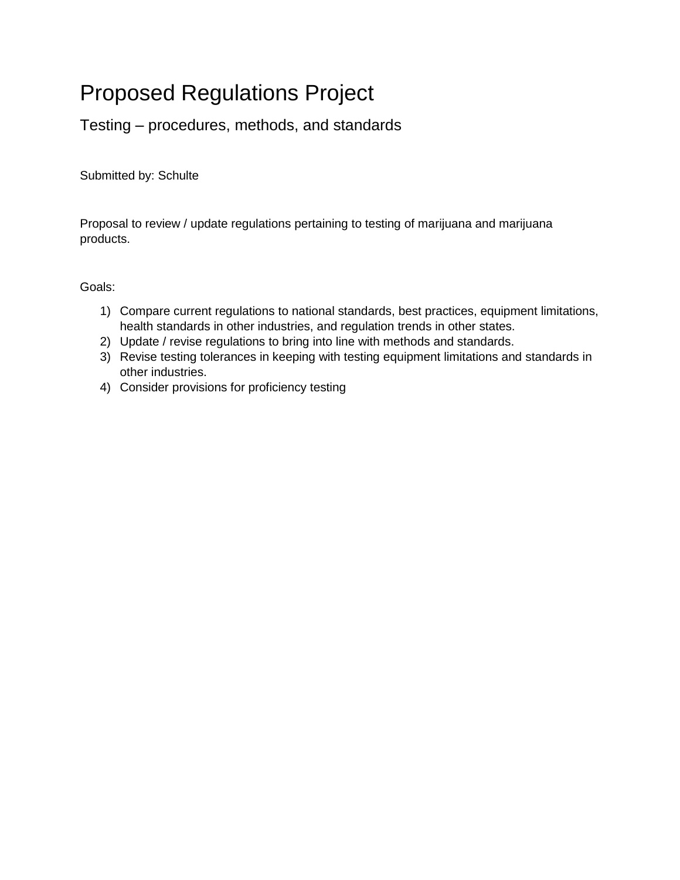# Proposed Regulations Project

## Testing – procedures, methods, and standards

Submitted by: Schulte

Proposal to review / update regulations pertaining to testing of marijuana and marijuana products.

Goals:

1) Compare current regulations to national standards, best practices, equipment limitations, health standards in other industries, and regulation trends in other states.
2) Update / revise regulations to bring into line with methods and standards.
3) Revise testing tolerances in keeping with testing equipment limitations and standards in other industries.
4) Consider provisions for proficiency testing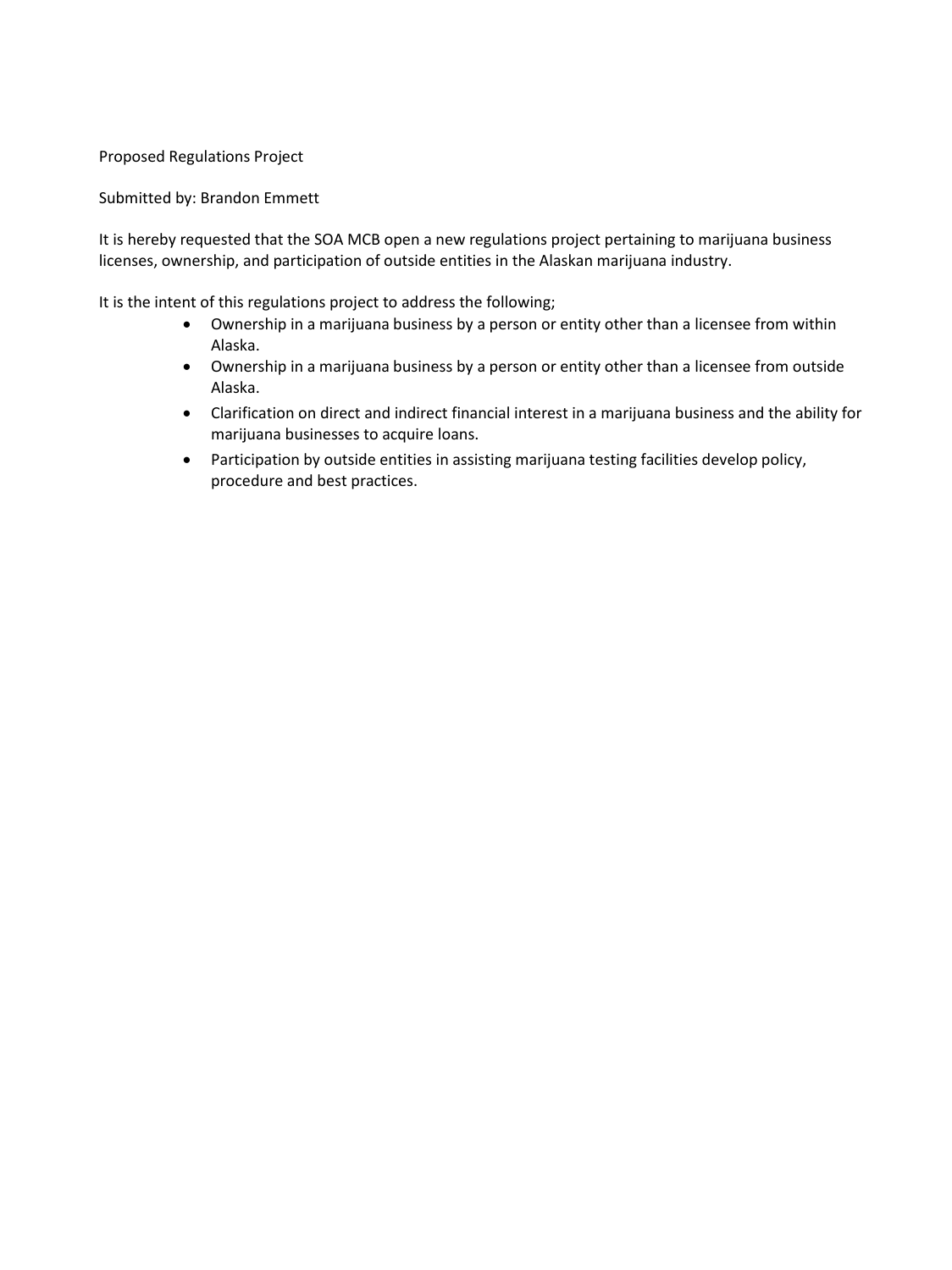Proposed Regulations Project

Submitted by: Brandon Emmett

It is hereby requested that the SOA MCB open a new regulations project pertaining to marijuana business licenses, ownership, and participation of outside entities in the Alaskan marijuana industry.

It is the intent of this regulations project to address the following;

- Ownership in a marijuana business by a person or entity other than a licensee from within Alaska.
- Ownership in a marijuana business by a person or entity other than a licensee from outside Alaska.
- Clarification on direct and indirect financial interest in a marijuana business and the ability for marijuana businesses to acquire loans.
- Participation by outside entities in assisting marijuana testing facilities develop policy, procedure and best practices.